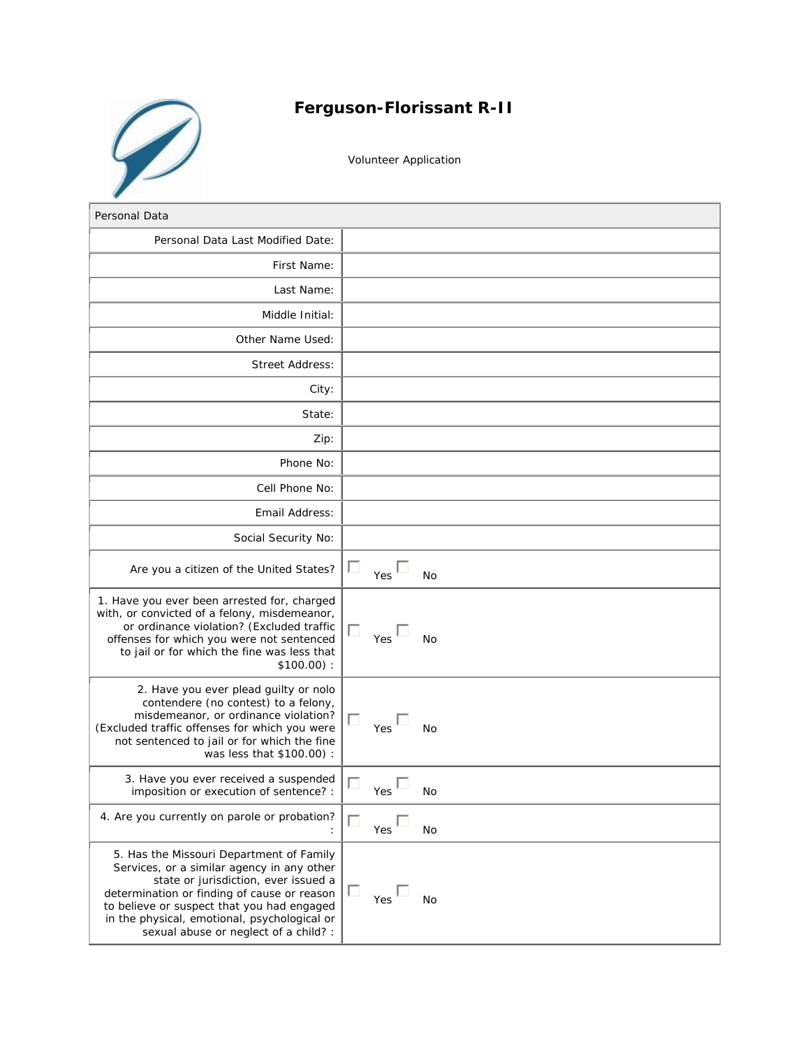# Ferguson-Florissant R-II

Volunteer Application

| Personal Data | |
|---|---|
| Personal Data Last Modified Date: | |
| First Name: | |
| Last Name: | |
| Middle Initial: | |
| Other Name Used: | |
| Street Address: | |
| City: | |
| State: | |
| Zip: | |
| Phone No: | |
| Cell Phone No: | |
| Email Address: | |
| Social Security No: | |
| Are you a citizen of the United States? | ☐ Yes ☐ No |
| 1. Have you ever been arrested for, charged with, or convicted of a felony, misdemeanor, or ordinance violation? (Excluded traffic offenses for which you were not sentenced to jail or for which the fine was less that $100.00) : | ☐ Yes ☐ No |
| 2. Have you ever plead guilty or nolo contendere (no contest) to a felony, misdemeanor, or ordinance violation? (Excluded traffic offenses for which you were not sentenced to jail or for which the fine was less that $100.00) : | ☐ Yes ☐ No |
| 3. Have you ever received a suspended imposition or execution of sentence? : | ☐ Yes ☐ No |
| 4. Are you currently on parole or probation? : | ☐ Yes ☐ No |
| 5. Has the Missouri Department of Family Services, or a similar agency in any other state or jurisdiction, ever issued a determination or finding of cause or reason to believe or suspect that you had engaged in the physical, emotional, psychological or sexual abuse or neglect of a child? : | ☐ Yes ☐ No |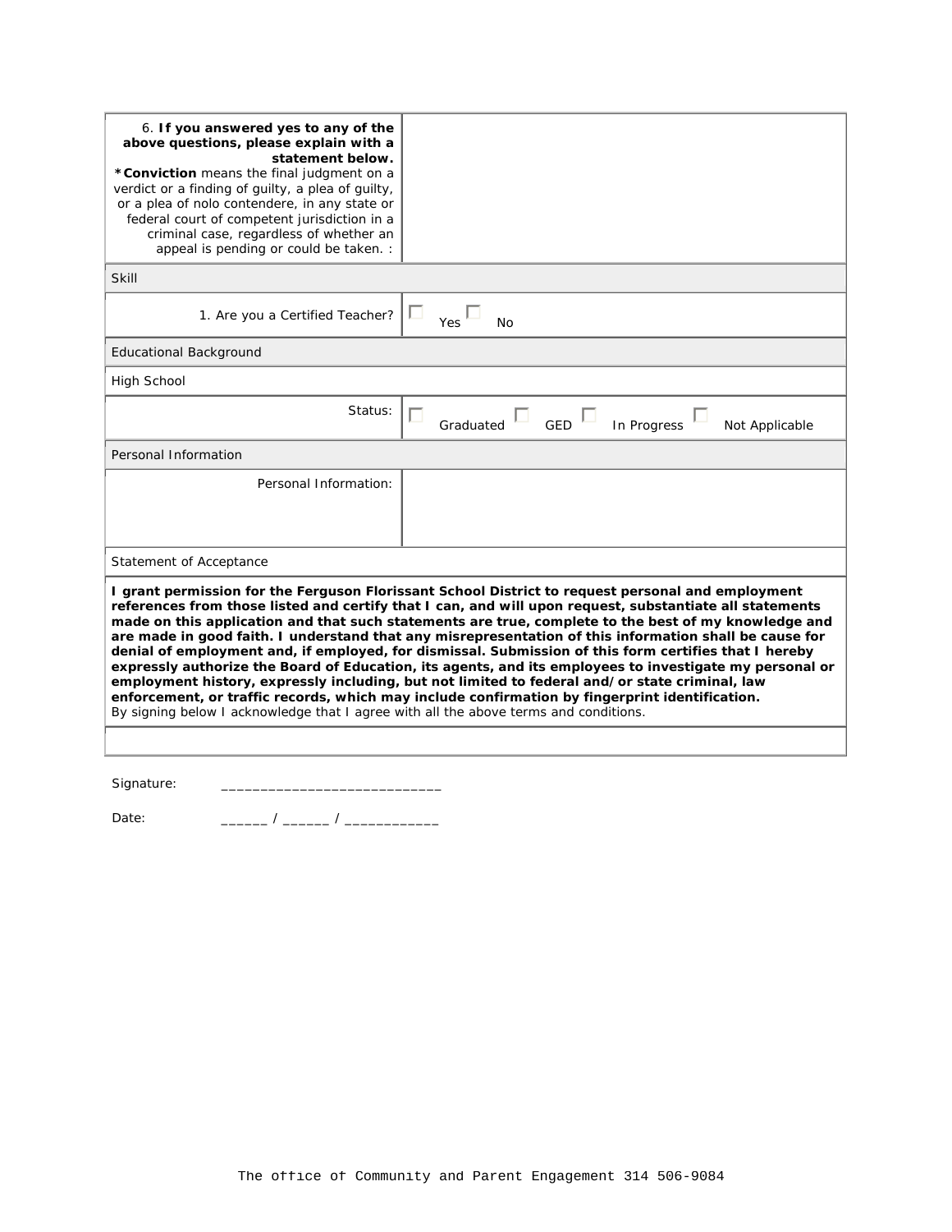| | |
|---|---|
| 6. **If you answered yes to any of the above questions, please explain with a statement below.** **\*Conviction** means the final judgment on a verdict or a finding of guilty, a plea of guilty, or a plea of nolo contendere, in any state or federal court of competent jurisdiction in a criminal case, regardless of whether an appeal is pending or could be taken. : | |
| Skill | |
| 1. Are you a Certified Teacher? | ☐ Yes ☐ No |
| Educational Background | |
| High School | |
| Status: | ☐ Graduated ☐ GED ☐ In Progress ☐ Not Applicable |
| Personal Information | |
| Personal Information: | |
| Statement of Acceptance | |

**I grant permission for the Ferguson Florissant School District to request personal and employment references from those listed and certify that I can, and will upon request, substantiate all statements made on this application and that such statements are true, complete to the best of my knowledge and are made in good faith. I understand that any misrepresentation of this information shall be cause for denial of employment and, if employed, for dismissal. Submission of this form certifies that I hereby expressly authorize the Board of Education, its agents, and its employees to investigate my personal or employment history, expressly including, but not limited to federal and/or state criminal, law enforcement, or traffic records, which may include confirmation by fingerprint identification.**
By signing below I acknowledge that I agree with all the above terms and conditions.

Signature: ____________________________

Date: ______ / ______ / ____________

The office of Community and Parent Engagement 314 506-9084